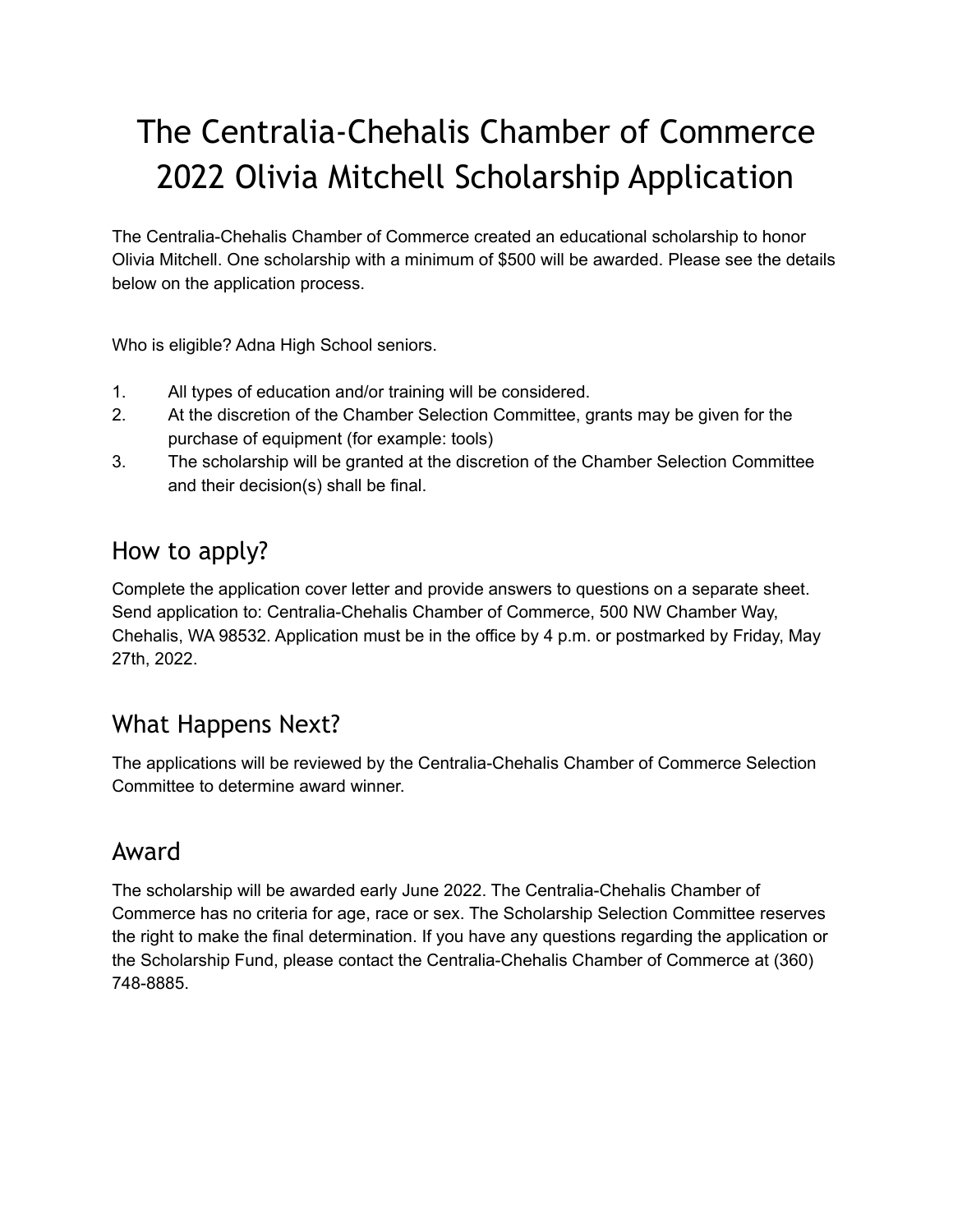# The Centralia-Chehalis Chamber of Commerce 2022 Olivia Mitchell Scholarship Application

The Centralia-Chehalis Chamber of Commerce created an educational scholarship to honor Olivia Mitchell. One scholarship with a minimum of $500 will be awarded. Please see the details below on the application process.

Who is eligible? Adna High School seniors.

1. All types of education and/or training will be considered.
2. At the discretion of the Chamber Selection Committee, grants may be given for the purchase of equipment (for example: tools)
3. The scholarship will be granted at the discretion of the Chamber Selection Committee and their decision(s) shall be final.

## How to apply?

Complete the application cover letter and provide answers to questions on a separate sheet. Send application to: Centralia-Chehalis Chamber of Commerce, 500 NW Chamber Way, Chehalis, WA 98532. Application must be in the office by 4 p.m. or postmarked by Friday, May 27th, 2022.

## What Happens Next?

The applications will be reviewed by the Centralia-Chehalis Chamber of Commerce Selection Committee to determine award winner.

## Award

The scholarship will be awarded early June 2022. The Centralia-Chehalis Chamber of Commerce has no criteria for age, race or sex. The Scholarship Selection Committee reserves the right to make the final determination. If you have any questions regarding the application or the Scholarship Fund, please contact the Centralia-Chehalis Chamber of Commerce at (360) 748-8885.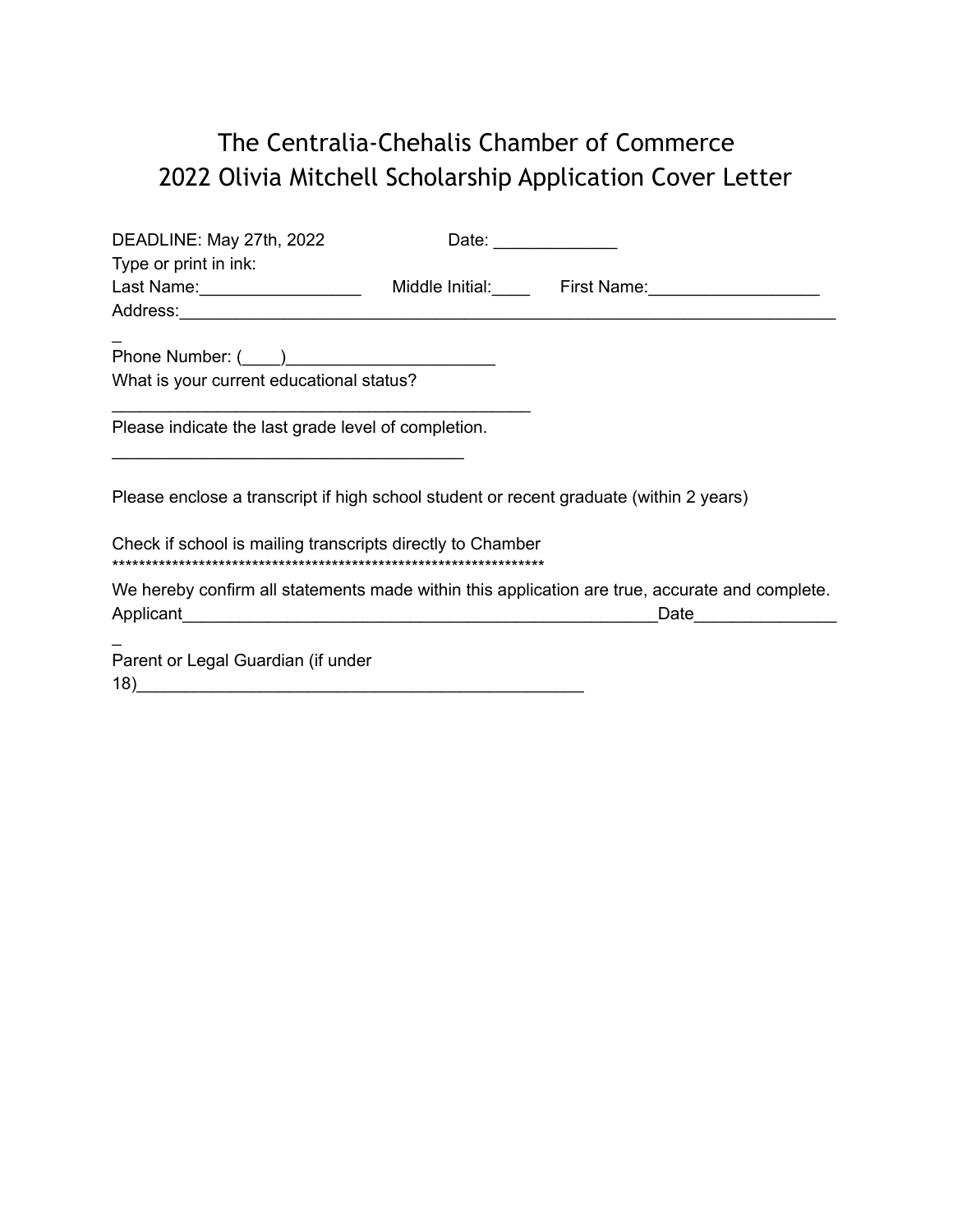# The Centralia-Chehalis Chamber of Commerce
# 2022 Olivia Mitchell Scholarship Application Cover Letter

DEADLINE: May 27th, 2022 Date: _____________

Type or print in ink:

Last Name:_________________ Middle Initial:____ First Name:__________________

Address:__________________________________________________________________________

Phone Number: (____)______________________

What is your current educational status?

_____________________________________________

Please indicate the last grade level of completion.

______________________________________

Please enclose a transcript if high school student or recent graduate (within 2 years)

Check if school is mailing transcripts directly to Chamber

******************************************************************

We hereby confirm all statements made within this application are true, accurate and complete.

Applicant___________________________________________________Date________________

Parent or Legal Guardian (if under 18)_________________________________________________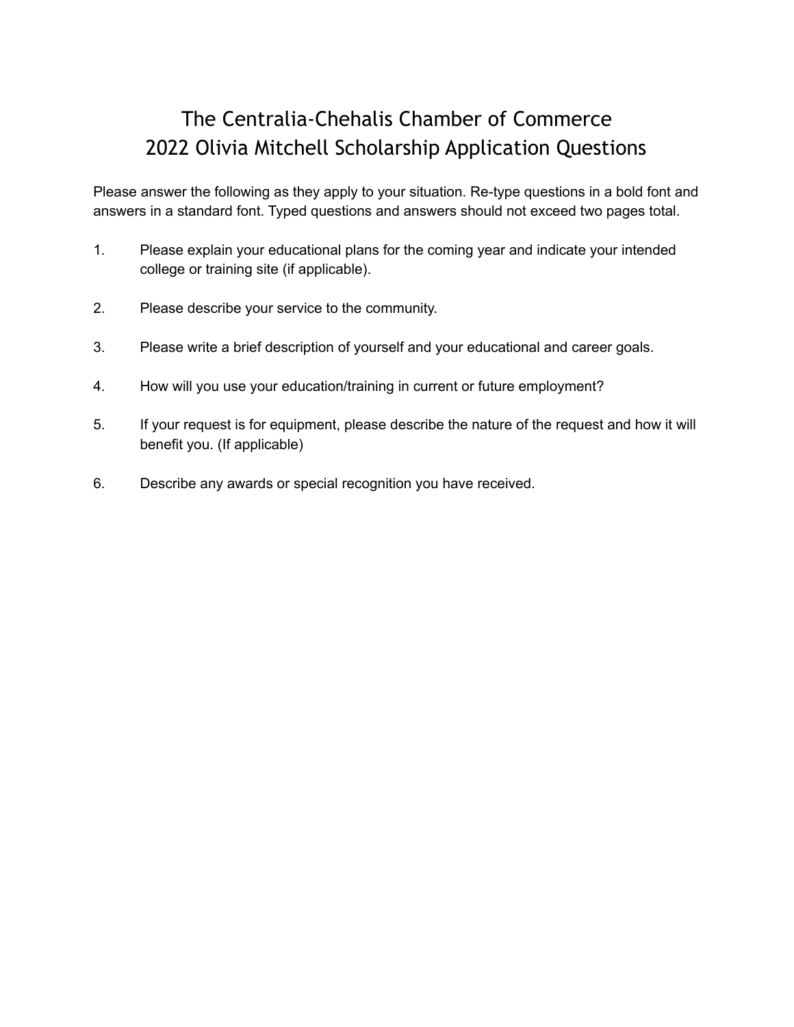# The Centralia-Chehalis Chamber of Commerce
# 2022 Olivia Mitchell Scholarship Application Questions

Please answer the following as they apply to your situation. Re-type questions in a bold font and answers in a standard font. Typed questions and answers should not exceed two pages total.

1. Please explain your educational plans for the coming year and indicate your intended college or training site (if applicable).

2. Please describe your service to the community.

3. Please write a brief description of yourself and your educational and career goals.

4. How will you use your education/training in current or future employment?

5. If your request is for equipment, please describe the nature of the request and how it will benefit you. (If applicable)

6. Describe any awards or special recognition you have received.